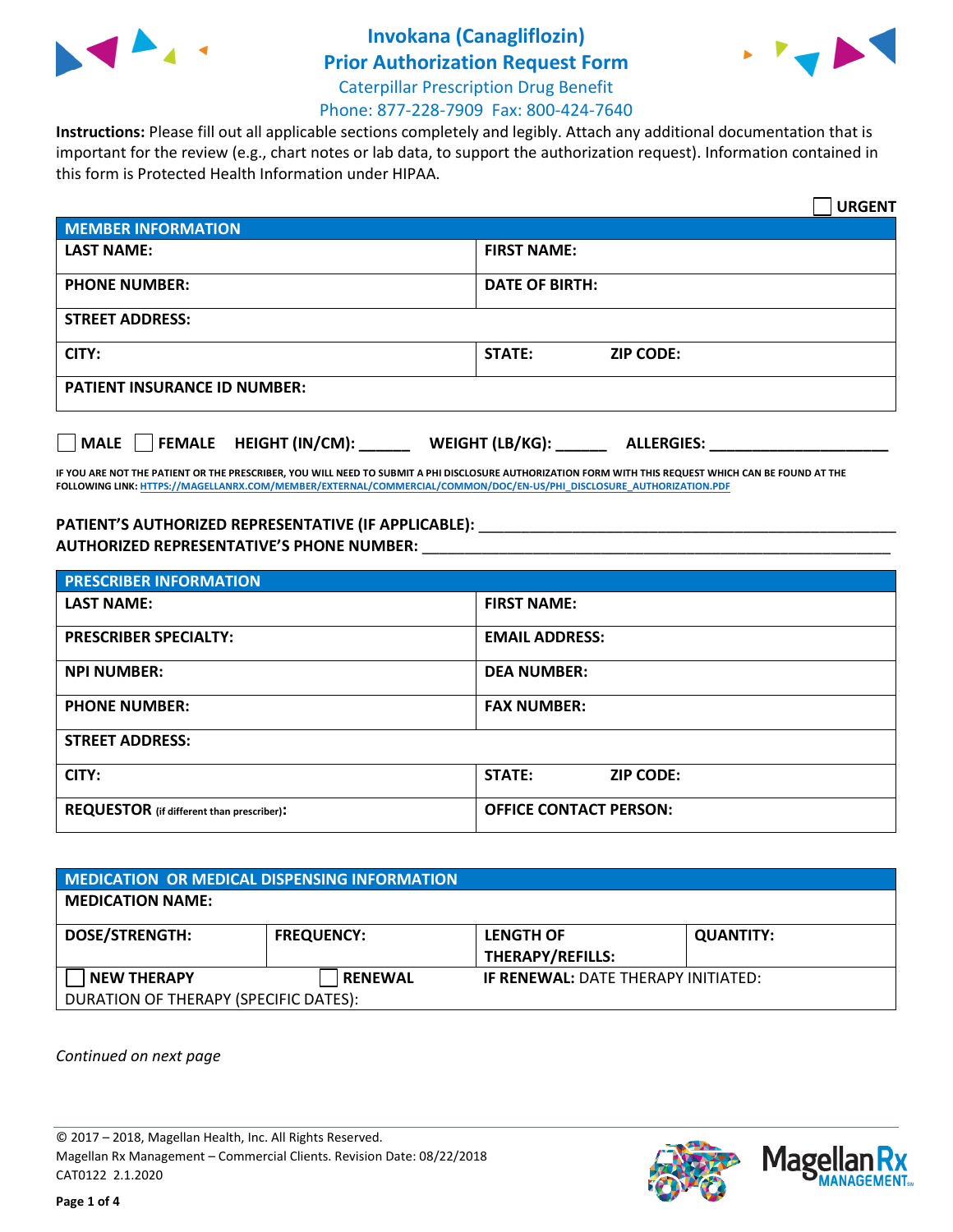# Invokana (Canagliflozin)
# Prior Authorization Request Form

Caterpillar Prescription Drug Benefit
Phone: 877-228-7909 Fax: 800-424-7640

**Instructions:** Please fill out all applicable sections completely and legibly. Attach any additional documentation that is important for the review (e.g., chart notes or lab data, to support the authorization request). Information contained in this form is Protected Health Information under HIPAA.

☐ **URGENT**

| MEMBER INFORMATION | |
|---|---|
| **LAST NAME:** | **FIRST NAME:** |
| **PHONE NUMBER:** | **DATE OF BIRTH:** |
| **STREET ADDRESS:** | |
| **CITY:** | **STATE:** **ZIP CODE:** |
| **PATIENT INSURANCE ID NUMBER:** | |

☐ **MALE** ☐ **FEMALE** **HEIGHT (IN/CM):** ______ **WEIGHT (LB/KG):** ______ **ALLERGIES:** ____________________

**IF YOU ARE NOT THE PATIENT OR THE PRESCRIBER, YOU WILL NEED TO SUBMIT A PHI DISCLOSURE AUTHORIZATION FORM WITH THIS REQUEST WHICH CAN BE FOUND AT THE FOLLOWING LINK: HTTPS://MAGELLANRX.COM/MEMBER/EXTERNAL/COMMERCIAL/COMMON/DOC/EN-US/PHI_DISCLOSURE_AUTHORIZATION.PDF**

**PATIENT'S AUTHORIZED REPRESENTATIVE (IF APPLICABLE):** ____________________
**AUTHORIZED REPRESENTATIVE'S PHONE NUMBER:** ____________________

| PRESCRIBER INFORMATION | |
|---|---|
| **LAST NAME:** | **FIRST NAME:** |
| **PRESCRIBER SPECIALTY:** | **EMAIL ADDRESS:** |
| **NPI NUMBER:** | **DEA NUMBER:** |
| **PHONE NUMBER:** | **FAX NUMBER:** |
| **STREET ADDRESS:** | |
| **CITY:** | **STATE:** **ZIP CODE:** |
| **REQUESTOR** (if different than prescriber)**:** | **OFFICE CONTACT PERSON:** |

| MEDICATION OR MEDICAL DISPENSING INFORMATION | | | |
|---|---|---|---|
| **MEDICATION NAME:** | | | |
| **DOSE/STRENGTH:** | **FREQUENCY:** | **LENGTH OF THERAPY/REFILLS:** | **QUANTITY:** |
| ☐ **NEW THERAPY** | ☐ **RENEWAL** | **IF RENEWAL:** DATE THERAPY INITIATED: | |
| DURATION OF THERAPY (SPECIFIC DATES): | | | |

*Continued on next page*

© 2017 – 2018, Magellan Health, Inc. All Rights Reserved.
Magellan Rx Management – Commercial Clients. Revision Date: 08/22/2018
CAT0122 2.1.2020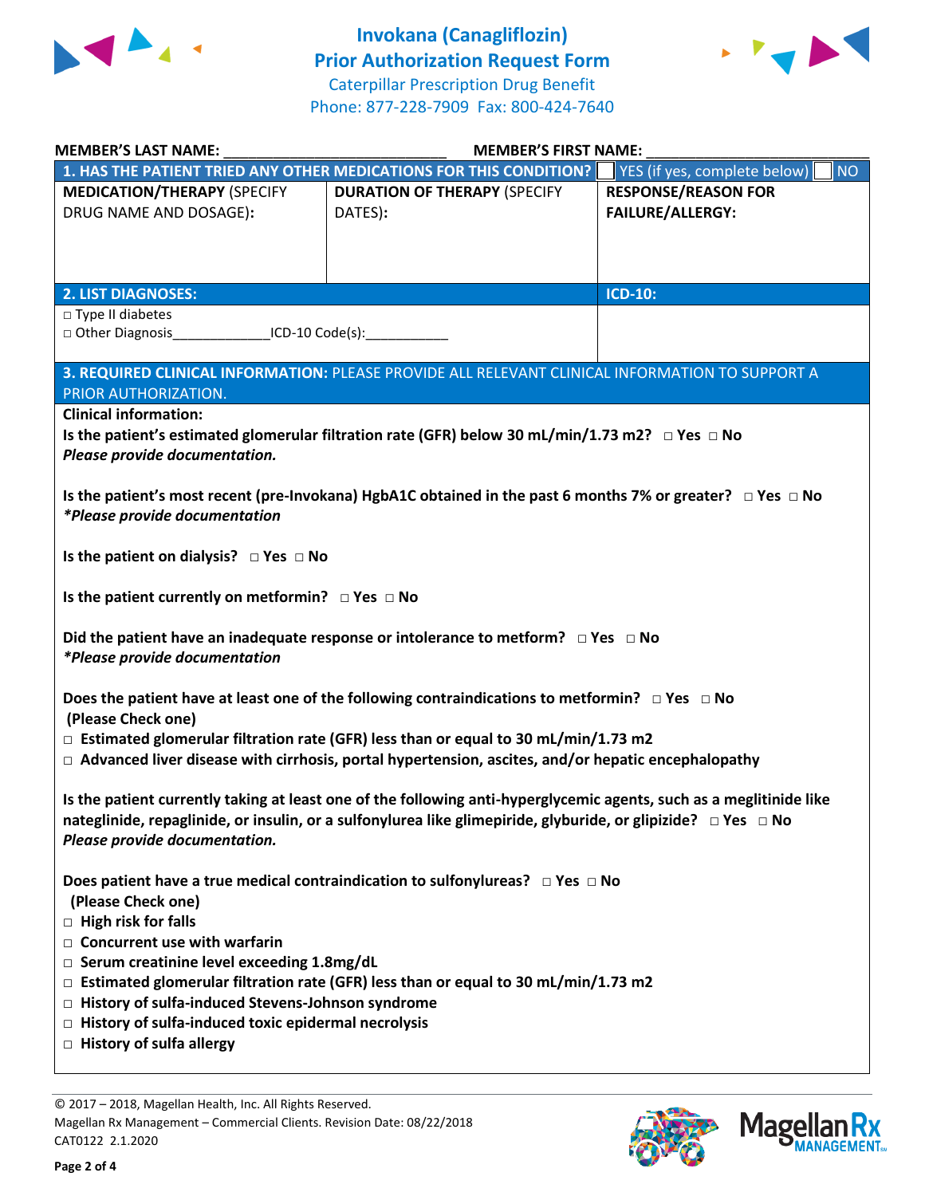# Invokana (Canagliflozin)
## Prior Authorization Request Form
Caterpillar Prescription Drug Benefit
Phone: 877-228-7909 Fax: 800-424-7640

**MEMBER'S LAST NAME:** ___________________________ **MEMBER'S FIRST NAME:** ___________________________

| **1. HAS THE PATIENT TRIED ANY OTHER MEDICATIONS FOR THIS CONDITION?** | | ☐ YES (if yes, complete below) ☐ NO |
|---|---|---|
| **MEDICATION/THERAPY** (SPECIFY DRUG NAME AND DOSAGE)**:** | **DURATION OF THERAPY** (SPECIFY DATES)**:** | **RESPONSE/REASON FOR FAILURE/ALLERGY:** |
| | | |

| **2. LIST DIAGNOSES:** | **ICD-10:** |
|---|---|
| □ Type II diabetes<br>□ Other Diagnosis_____________ICD-10 Code(s):___________ | |

**3. REQUIRED CLINICAL INFORMATION:** PLEASE PROVIDE ALL RELEVANT CLINICAL INFORMATION TO SUPPORT A PRIOR AUTHORIZATION.

**Clinical information:**

**Is the patient's estimated glomerular filtration rate (GFR) below 30 mL/min/1.73 m2? □ Yes □ No**
***Please provide documentation.***

**Is the patient's most recent (pre-Invokana) HgbA1C obtained in the past 6 months 7% or greater? □ Yes □ No**
***\*Please provide documentation***

**Is the patient on dialysis? □ Yes □ No**

**Is the patient currently on metformin? □ Yes □ No**

**Did the patient have an inadequate response or intolerance to metform? □ Yes □ No**
***\*Please provide documentation***

**Does the patient have at least one of the following contraindications to metformin? □ Yes □ No**
**(Please Check one)**
- □ **Estimated glomerular filtration rate (GFR) less than or equal to 30 mL/min/1.73 m2**
- □ **Advanced liver disease with cirrhosis, portal hypertension, ascites, and/or hepatic encephalopathy**

**Is the patient currently taking at least one of the following anti-hyperglycemic agents, such as a meglitinide like nateglinide, repaglinide, or insulin, or a sulfonylurea like glimepiride, glyburide, or glipizide? □ Yes □ No**
***Please provide documentation.***

**Does patient have a true medical contraindication to sulfonylureas? □ Yes □ No**
**(Please Check one)**
- □ **High risk for falls**
- □ **Concurrent use with warfarin**
- □ **Serum creatinine level exceeding 1.8mg/dL**
- □ **Estimated glomerular filtration rate (GFR) less than or equal to 30 mL/min/1.73 m2**
- □ **History of sulfa-induced Stevens-Johnson syndrome**
- □ **History of sulfa-induced toxic epidermal necrolysis**
- □ **History of sulfa allergy**

© 2017 – 2018, Magellan Health, Inc. All Rights Reserved.
Magellan Rx Management – Commercial Clients. Revision Date: 08/22/2018
CAT0122 2.1.2020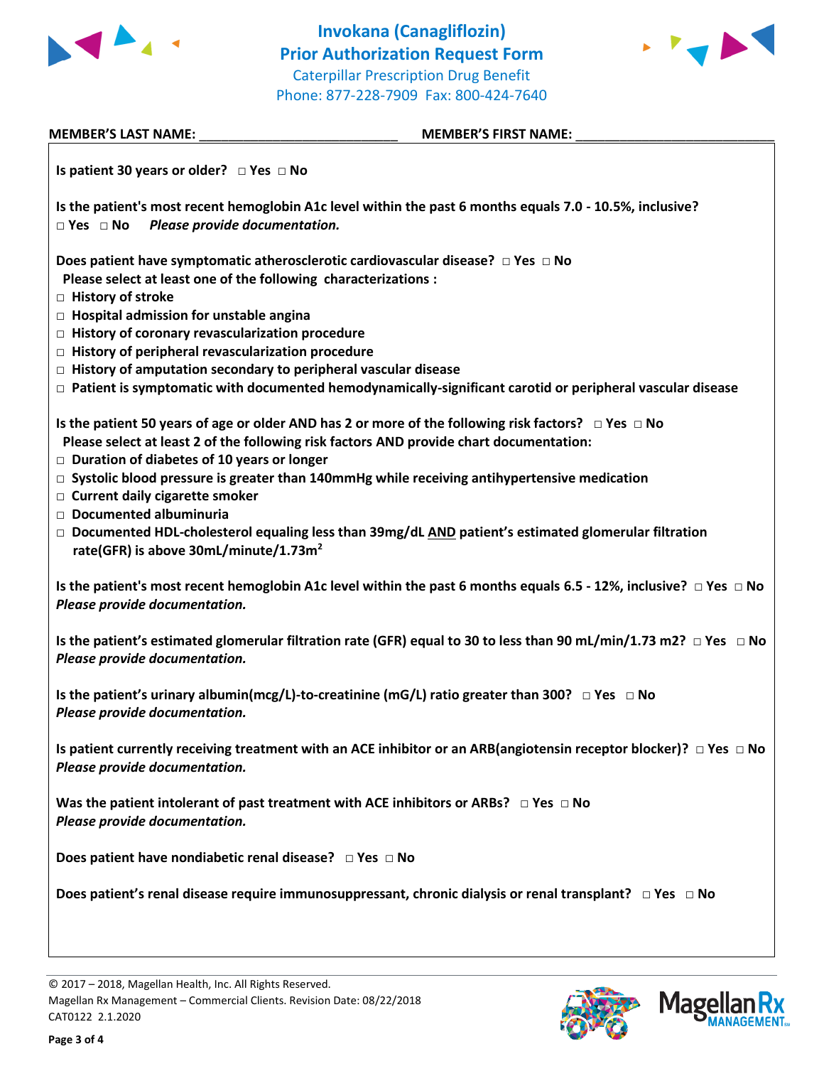# Invokana (Canagliflozin)
## Prior Authorization Request Form

Caterpillar Prescription Drug Benefit
Phone: 877-228-7909 Fax: 800-424-7640

**MEMBER'S LAST NAME:** ___________________________ **MEMBER'S FIRST NAME:** ___________________________

**Is patient 30 years or older?** □ **Yes** □ **No**

**Is the patient's most recent hemoglobin A1c level within the past 6 months equals 7.0 - 10.5%, inclusive?**
□ **Yes** □ **No** ***Please provide documentation.***

**Does patient have symptomatic atherosclerotic cardiovascular disease?** □ **Yes** □ **No**
**Please select at least one of the following characterizations :**

- □ **History of stroke**
- □ **Hospital admission for unstable angina**
- □ **History of coronary revascularization procedure**
- □ **History of peripheral revascularization procedure**
- □ **History of amputation secondary to peripheral vascular disease**
- □ **Patient is symptomatic with documented hemodynamically-significant carotid or peripheral vascular disease**

**Is the patient 50 years of age or older AND has 2 or more of the following risk factors?** □ **Yes** □ **No**
**Please select at least 2 of the following risk factors AND provide chart documentation:**

- □ **Duration of diabetes of 10 years or longer**
- □ **Systolic blood pressure is greater than 140mmHg while receiving antihypertensive medication**
- □ **Current daily cigarette smoker**
- □ **Documented albuminuria**
- □ **Documented HDL-cholesterol equaling less than 39mg/dL AND patient's estimated glomerular filtration rate(GFR) is above 30mL/minute/1.73m²**

**Is the patient's most recent hemoglobin A1c level within the past 6 months equals 6.5 - 12%, inclusive?** □ **Yes** □ **No**
***Please provide documentation.***

**Is the patient's estimated glomerular filtration rate (GFR) equal to 30 to less than 90 mL/min/1.73 m2?** □ **Yes** □ **No**
***Please provide documentation.***

**Is the patient's urinary albumin(mcg/L)-to-creatinine (mG/L) ratio greater than 300?** □ **Yes** □ **No**
***Please provide documentation.***

**Is patient currently receiving treatment with an ACE inhibitor or an ARB(angiotensin receptor blocker)?** □ **Yes** □ **No**
***Please provide documentation.***

**Was the patient intolerant of past treatment with ACE inhibitors or ARBs?** □ **Yes** □ **No**
***Please provide documentation.***

**Does patient have nondiabetic renal disease?** □ **Yes** □ **No**

**Does patient's renal disease require immunosuppressant, chronic dialysis or renal transplant?** □ **Yes** □ **No**

© 2017 – 2018, Magellan Health, Inc. All Rights Reserved.
Magellan Rx Management – Commercial Clients. Revision Date: 08/22/2018
CAT0122 2.1.2020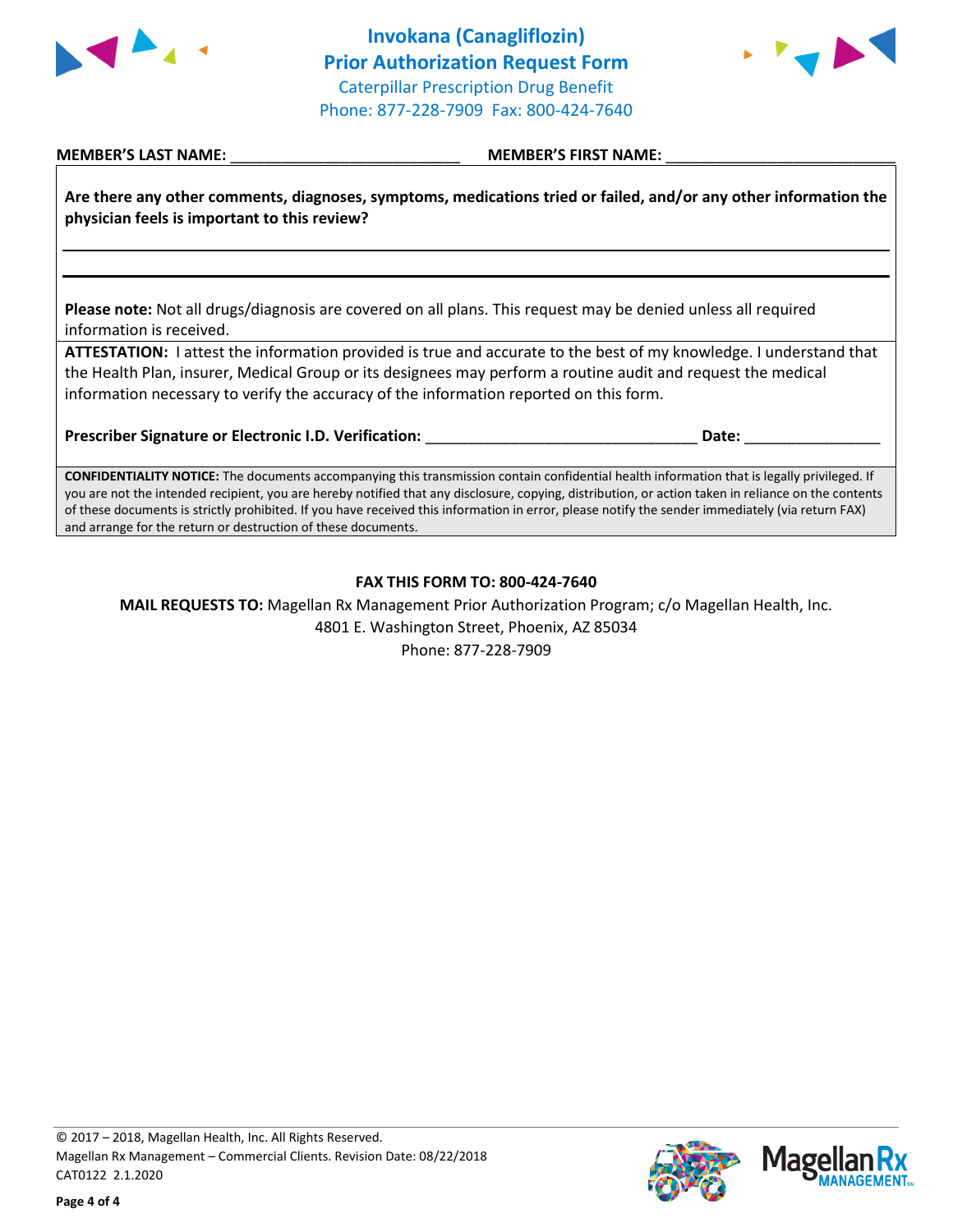# Invokana (Canagliflozin) Prior Authorization Request Form

Caterpillar Prescription Drug Benefit
Phone: 877-228-7909 Fax: 800-424-7640

**MEMBER'S LAST NAME:** ___________________________ **MEMBER'S FIRST NAME:** ___________________________

**Are there any other comments, diagnoses, symptoms, medications tried or failed, and/or any other information the physician feels is important to this review?**

_______________________________________________________________________________

_______________________________________________________________________________

**Please note:** Not all drugs/diagnosis are covered on all plans. This request may be denied unless all required information is received.

**ATTESTATION:** I attest the information provided is true and accurate to the best of my knowledge. I understand that the Health Plan, insurer, Medical Group or its designees may perform a routine audit and request the medical information necessary to verify the accuracy of the information reported on this form.

**Prescriber Signature or Electronic I.D. Verification:** _______________________________ **Date:** _______________

**CONFIDENTIALITY NOTICE:** The documents accompanying this transmission contain confidential health information that is legally privileged. If you are not the intended recipient, you are hereby notified that any disclosure, copying, distribution, or action taken in reliance on the contents of these documents is strictly prohibited. If you have received this information in error, please notify the sender immediately (via return FAX) and arrange for the return or destruction of these documents.

**FAX THIS FORM TO: 800-424-7640**

**MAIL REQUESTS TO:** Magellan Rx Management Prior Authorization Program; c/o Magellan Health, Inc.
4801 E. Washington Street, Phoenix, AZ 85034
Phone: 877-228-7909

© 2017 – 2018, Magellan Health, Inc. All Rights Reserved.
Magellan Rx Management – Commercial Clients. Revision Date: 08/22/2018
CAT0122 2.1.2020